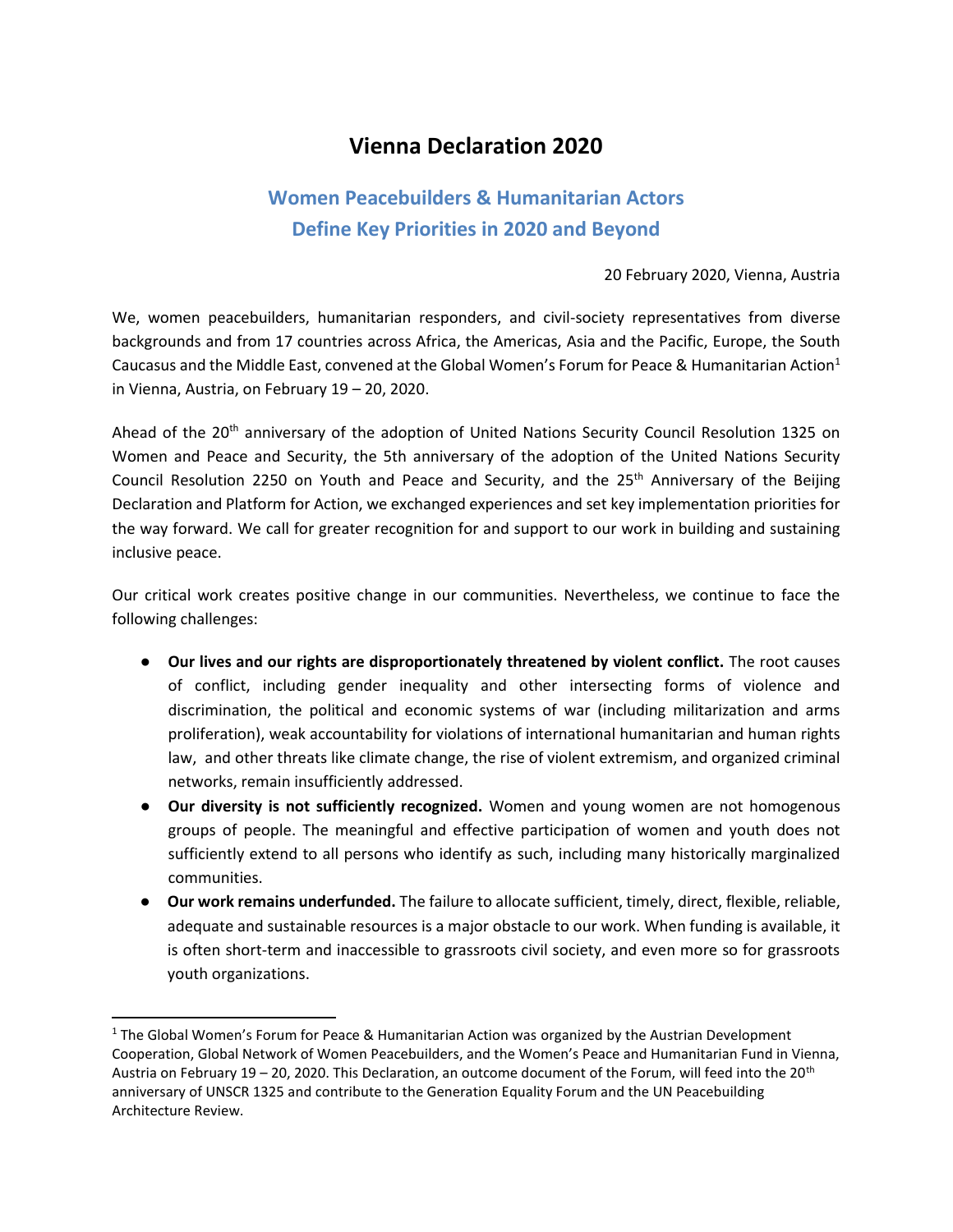# Vienna Declaration 2020

## Women Peacebuilders & Humanitarian Actors Define Key Priorities in 2020 and Beyond

20 February 2020, Vienna, Austria

We, women peacebuilders, humanitarian responders, and civil-society representatives from diverse backgrounds and from 17 countries across Africa, the Americas, Asia and the Pacific, Europe, the South Caucasus and the Middle East, convened at the Global Women's Forum for Peace & Humanitarian Action[1] in Vienna, Austria, on February 19 – 20, 2020.

Ahead of the 20th anniversary of the adoption of United Nations Security Council Resolution 1325 on Women and Peace and Security, the 5th anniversary of the adoption of the United Nations Security Council Resolution 2250 on Youth and Peace and Security, and the 25th Anniversary of the Beijing Declaration and Platform for Action, we exchanged experiences and set key implementation priorities for the way forward. We call for greater recognition for and support to our work in building and sustaining inclusive peace.

Our critical work creates positive change in our communities. Nevertheless, we continue to face the following challenges:

- **Our lives and our rights are disproportionately threatened by violent conflict.** The root causes of conflict, including gender inequality and other intersecting forms of violence and discrimination, the political and economic systems of war (including militarization and arms proliferation), weak accountability for violations of international humanitarian and human rights law, and other threats like climate change, the rise of violent extremism, and organized criminal networks, remain insufficiently addressed.
- **Our diversity is not sufficiently recognized.** Women and young women are not homogenous groups of people. The meaningful and effective participation of women and youth does not sufficiently extend to all persons who identify as such, including many historically marginalized communities.
- **Our work remains underfunded.** The failure to allocate sufficient, timely, direct, flexible, reliable, adequate and sustainable resources is a major obstacle to our work. When funding is available, it is often short-term and inaccessible to grassroots civil society, and even more so for grassroots youth organizations.

---

[1] The Global Women's Forum for Peace & Humanitarian Action was organized by the Austrian Development Cooperation, Global Network of Women Peacebuilders, and the Women's Peace and Humanitarian Fund in Vienna, Austria on February 19 – 20, 2020. This Declaration, an outcome document of the Forum, will feed into the 20th anniversary of UNSCR 1325 and contribute to the Generation Equality Forum and the UN Peacebuilding Architecture Review.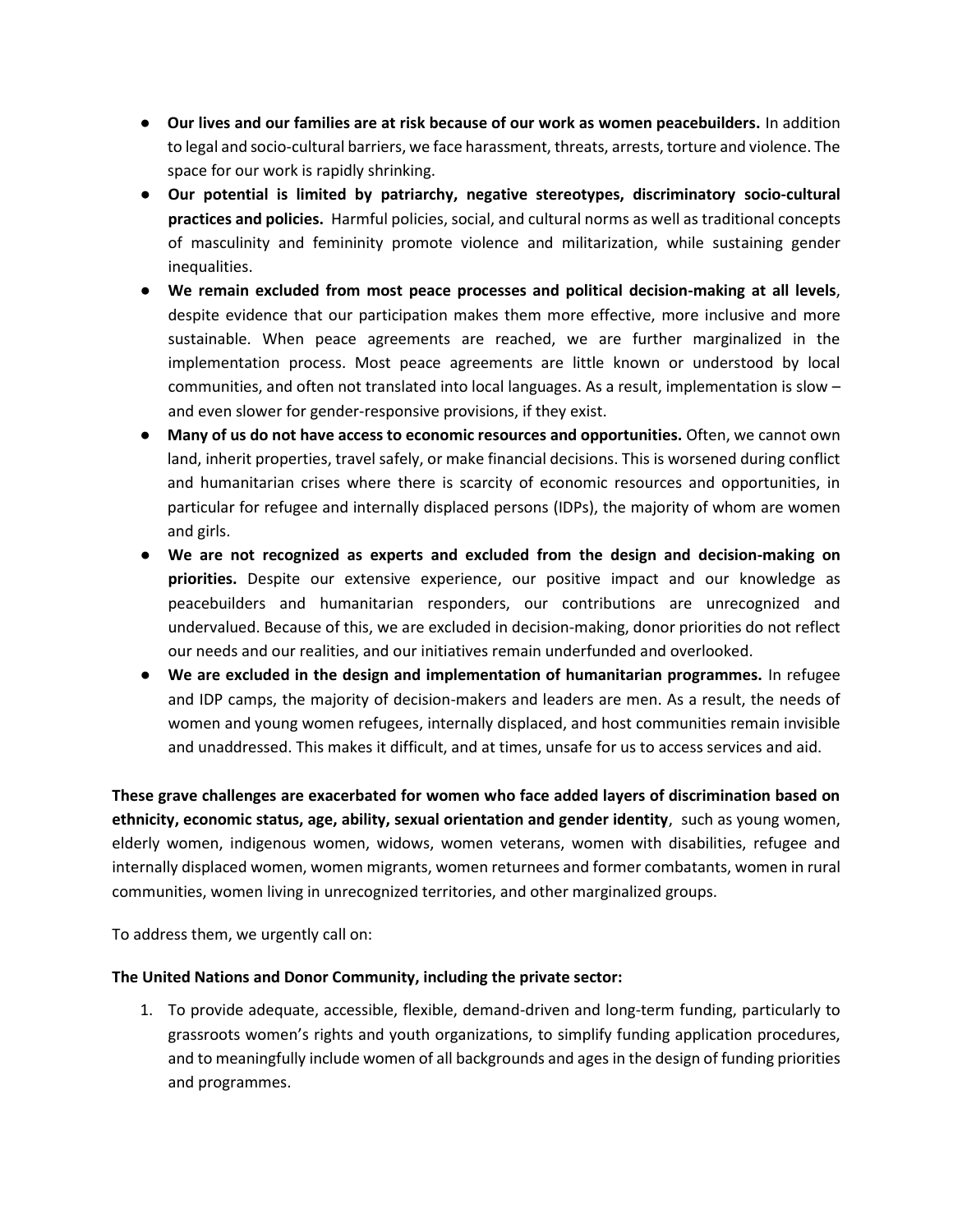- **Our lives and our families are at risk because of our work as women peacebuilders.** In addition to legal and socio-cultural barriers, we face harassment, threats, arrests, torture and violence. The space for our work is rapidly shrinking.
- **Our potential is limited by patriarchy, negative stereotypes, discriminatory socio-cultural practices and policies.** Harmful policies, social, and cultural norms as well as traditional concepts of masculinity and femininity promote violence and militarization, while sustaining gender inequalities.
- **We remain excluded from most peace processes and political decision-making at all levels**, despite evidence that our participation makes them more effective, more inclusive and more sustainable. When peace agreements are reached, we are further marginalized in the implementation process. Most peace agreements are little known or understood by local communities, and often not translated into local languages. As a result, implementation is slow – and even slower for gender-responsive provisions, if they exist.
- **Many of us do not have access to economic resources and opportunities.** Often, we cannot own land, inherit properties, travel safely, or make financial decisions. This is worsened during conflict and humanitarian crises where there is scarcity of economic resources and opportunities, in particular for refugee and internally displaced persons (IDPs), the majority of whom are women and girls.
- **We are not recognized as experts and excluded from the design and decision-making on priorities.** Despite our extensive experience, our positive impact and our knowledge as peacebuilders and humanitarian responders, our contributions are unrecognized and undervalued. Because of this, we are excluded in decision-making, donor priorities do not reflect our needs and our realities, and our initiatives remain underfunded and overlooked.
- **We are excluded in the design and implementation of humanitarian programmes.** In refugee and IDP camps, the majority of decision-makers and leaders are men. As a result, the needs of women and young women refugees, internally displaced, and host communities remain invisible and unaddressed. This makes it difficult, and at times, unsafe for us to access services and aid.

**These grave challenges are exacerbated for women who face added layers of discrimination based on ethnicity, economic status, age, ability, sexual orientation and gender identity**, such as young women, elderly women, indigenous women, widows, women veterans, women with disabilities, refugee and internally displaced women, women migrants, women returnees and former combatants, women in rural communities, women living in unrecognized territories, and other marginalized groups.

To address them, we urgently call on:

**The United Nations and Donor Community, including the private sector:**

1. To provide adequate, accessible, flexible, demand-driven and long-term funding, particularly to grassroots women's rights and youth organizations, to simplify funding application procedures, and to meaningfully include women of all backgrounds and ages in the design of funding priorities and programmes.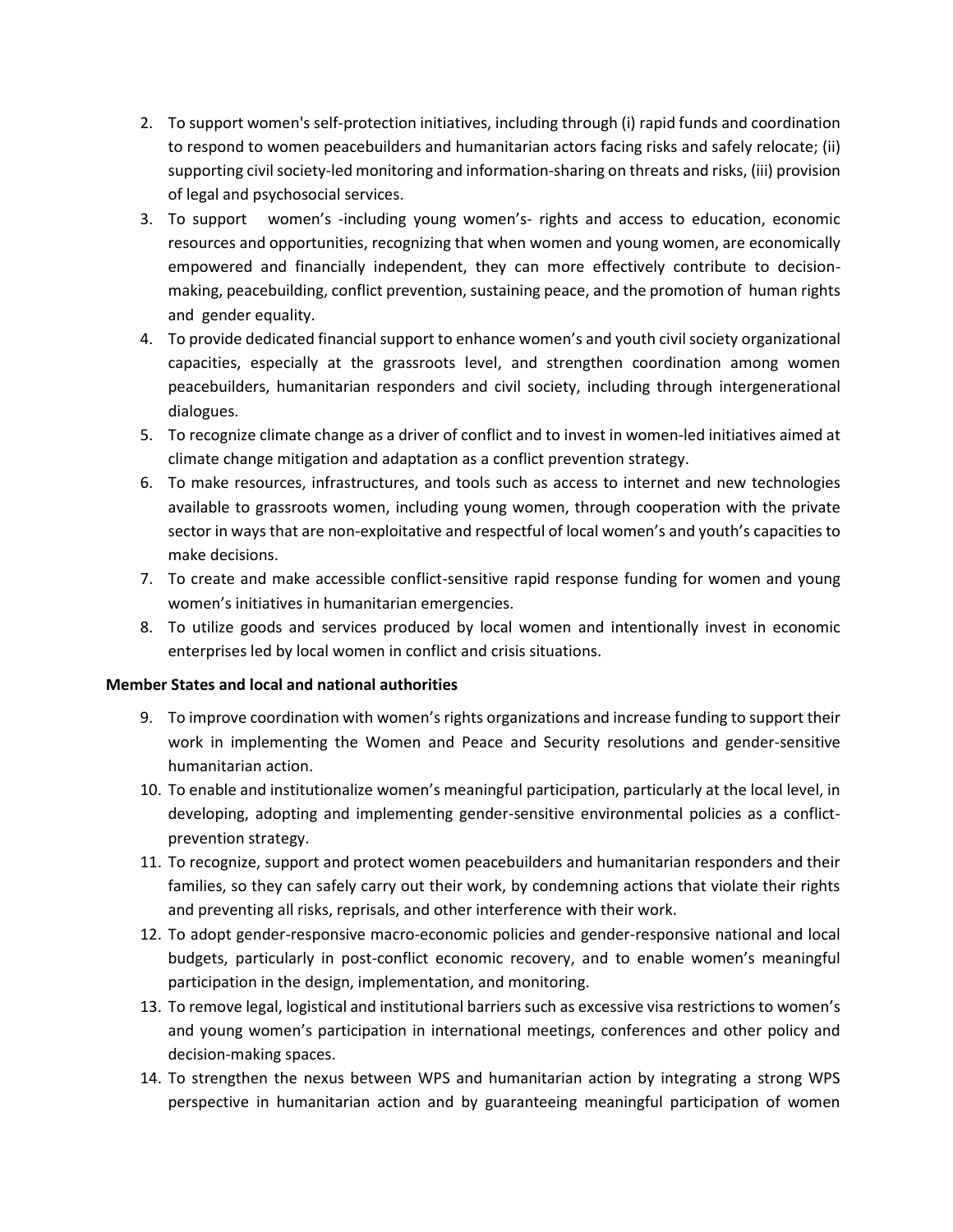2. To support women's self-protection initiatives, including through (i) rapid funds and coordination to respond to women peacebuilders and humanitarian actors facing risks and safely relocate; (ii) supporting civil society-led monitoring and information-sharing on threats and risks, (iii) provision of legal and psychosocial services.
3. To support women's -including young women's- rights and access to education, economic resources and opportunities, recognizing that when women and young women, are economically empowered and financially independent, they can more effectively contribute to decision-making, peacebuilding, conflict prevention, sustaining peace, and the promotion of human rights and gender equality.
4. To provide dedicated financial support to enhance women's and youth civil society organizational capacities, especially at the grassroots level, and strengthen coordination among women peacebuilders, humanitarian responders and civil society, including through intergenerational dialogues.
5. To recognize climate change as a driver of conflict and to invest in women-led initiatives aimed at climate change mitigation and adaptation as a conflict prevention strategy.
6. To make resources, infrastructures, and tools such as access to internet and new technologies available to grassroots women, including young women, through cooperation with the private sector in ways that are non-exploitative and respectful of local women's and youth's capacities to make decisions.
7. To create and make accessible conflict-sensitive rapid response funding for women and young women's initiatives in humanitarian emergencies.
8. To utilize goods and services produced by local women and intentionally invest in economic enterprises led by local women in conflict and crisis situations.

**Member States and local and national authorities**

9. To improve coordination with women's rights organizations and increase funding to support their work in implementing the Women and Peace and Security resolutions and gender-sensitive humanitarian action.
10. To enable and institutionalize women's meaningful participation, particularly at the local level, in developing, adopting and implementing gender-sensitive environmental policies as a conflict-prevention strategy.
11. To recognize, support and protect women peacebuilders and humanitarian responders and their families, so they can safely carry out their work, by condemning actions that violate their rights and preventing all risks, reprisals, and other interference with their work.
12. To adopt gender-responsive macro-economic policies and gender-responsive national and local budgets, particularly in post-conflict economic recovery, and to enable women's meaningful participation in the design, implementation, and monitoring.
13. To remove legal, logistical and institutional barriers such as excessive visa restrictions to women's and young women's participation in international meetings, conferences and other policy and decision-making spaces.
14. To strengthen the nexus between WPS and humanitarian action by integrating a strong WPS perspective in humanitarian action and by guaranteeing meaningful participation of women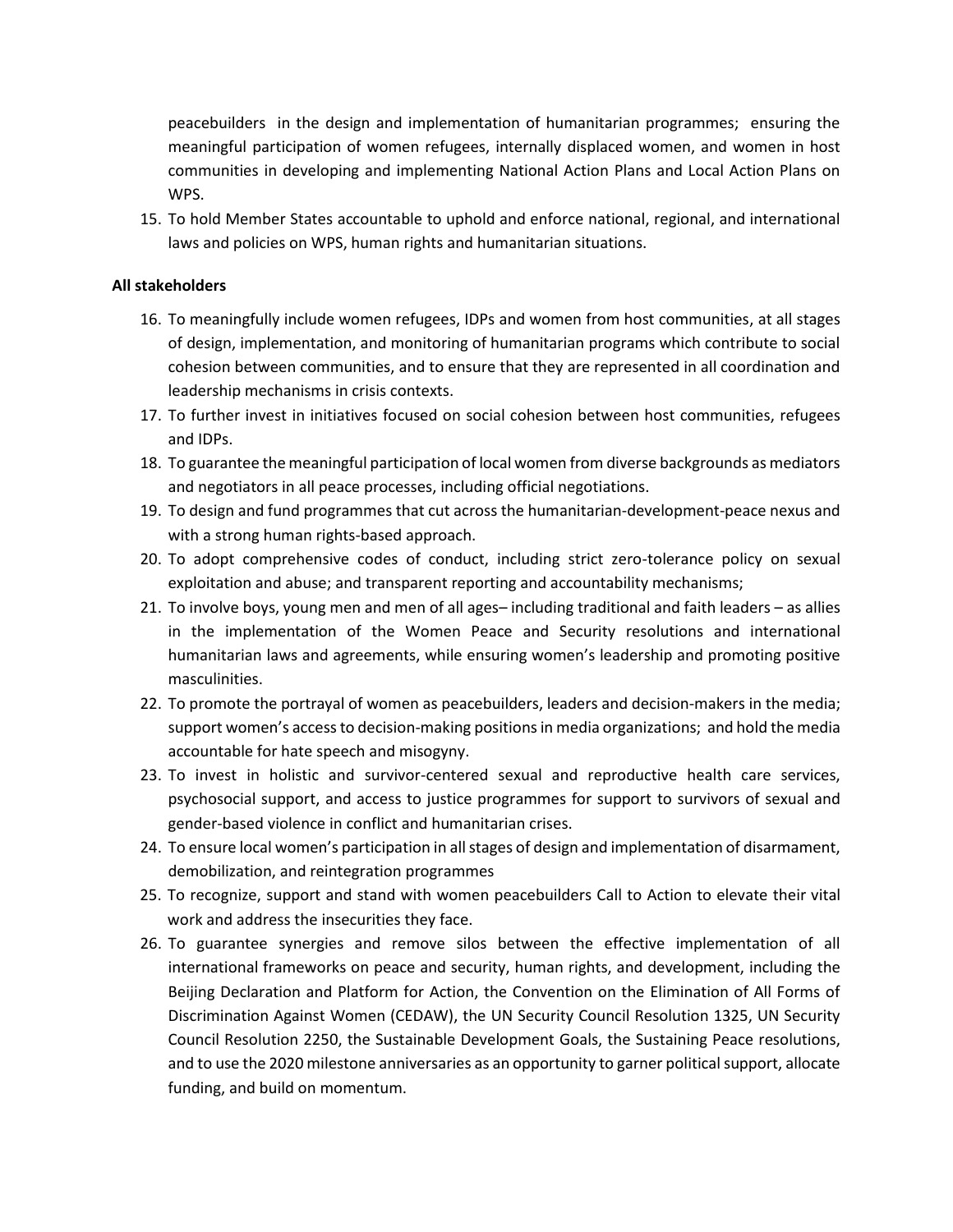peacebuilders in the design and implementation of humanitarian programmes; ensuring the meaningful participation of women refugees, internally displaced women, and women in host communities in developing and implementing National Action Plans and Local Action Plans on WPS.

15. To hold Member States accountable to uphold and enforce national, regional, and international laws and policies on WPS, human rights and humanitarian situations.

**All stakeholders**

16. To meaningfully include women refugees, IDPs and women from host communities, at all stages of design, implementation, and monitoring of humanitarian programs which contribute to social cohesion between communities, and to ensure that they are represented in all coordination and leadership mechanisms in crisis contexts.
17. To further invest in initiatives focused on social cohesion between host communities, refugees and IDPs.
18. To guarantee the meaningful participation of local women from diverse backgrounds as mediators and negotiators in all peace processes, including official negotiations.
19. To design and fund programmes that cut across the humanitarian-development-peace nexus and with a strong human rights-based approach.
20. To adopt comprehensive codes of conduct, including strict zero-tolerance policy on sexual exploitation and abuse; and transparent reporting and accountability mechanisms;
21. To involve boys, young men and men of all ages– including traditional and faith leaders – as allies in the implementation of the Women Peace and Security resolutions and international humanitarian laws and agreements, while ensuring women's leadership and promoting positive masculinities.
22. To promote the portrayal of women as peacebuilders, leaders and decision-makers in the media; support women's access to decision-making positions in media organizations; and hold the media accountable for hate speech and misogyny.
23. To invest in holistic and survivor-centered sexual and reproductive health care services, psychosocial support, and access to justice programmes for support to survivors of sexual and gender-based violence in conflict and humanitarian crises.
24. To ensure local women's participation in all stages of design and implementation of disarmament, demobilization, and reintegration programmes
25. To recognize, support and stand with women peacebuilders Call to Action to elevate their vital work and address the insecurities they face.
26. To guarantee synergies and remove silos between the effective implementation of all international frameworks on peace and security, human rights, and development, including the Beijing Declaration and Platform for Action, the Convention on the Elimination of All Forms of Discrimination Against Women (CEDAW), the UN Security Council Resolution 1325, UN Security Council Resolution 2250, the Sustainable Development Goals, the Sustaining Peace resolutions, and to use the 2020 milestone anniversaries as an opportunity to garner political support, allocate funding, and build on momentum.